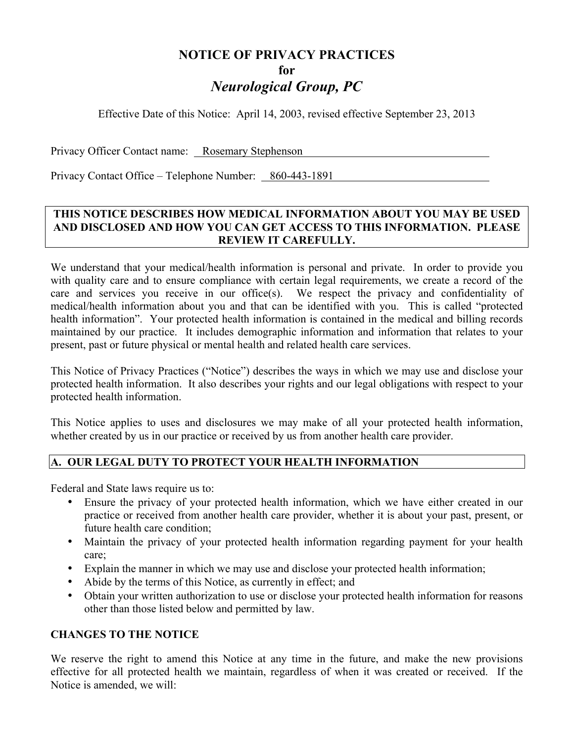# NOTICE OF PRIVACY PRACTICES
# for
# *Neurological Group, PC*

Effective Date of this Notice: April 14, 2003, revised effective September 23, 2013

Privacy Officer Contact name: Rosemary Stephenson

Privacy Contact Office – Telephone Number: 860-443-1891

**THIS NOTICE DESCRIBES HOW MEDICAL INFORMATION ABOUT YOU MAY BE USED AND DISCLOSED AND HOW YOU CAN GET ACCESS TO THIS INFORMATION. PLEASE REVIEW IT CAREFULLY.**

We understand that your medical/health information is personal and private. In order to provide you with quality care and to ensure compliance with certain legal requirements, we create a record of the care and services you receive in our office(s). We respect the privacy and confidentiality of medical/health information about you and that can be identified with you. This is called "protected health information". Your protected health information is contained in the medical and billing records maintained by our practice. It includes demographic information and information that relates to your present, past or future physical or mental health and related health care services.

This Notice of Privacy Practices ("Notice") describes the ways in which we may use and disclose your protected health information. It also describes your rights and our legal obligations with respect to your protected health information.

This Notice applies to uses and disclosures we may make of all your protected health information, whether created by us in our practice or received by us from another health care provider.

## A. OUR LEGAL DUTY TO PROTECT YOUR HEALTH INFORMATION

Federal and State laws require us to:

- Ensure the privacy of your protected health information, which we have either created in our practice or received from another health care provider, whether it is about your past, present, or future health care condition;
- Maintain the privacy of your protected health information regarding payment for your health care;
- Explain the manner in which we may use and disclose your protected health information;
- Abide by the terms of this Notice, as currently in effect; and
- Obtain your written authorization to use or disclose your protected health information for reasons other than those listed below and permitted by law.

### CHANGES TO THE NOTICE

We reserve the right to amend this Notice at any time in the future, and make the new provisions effective for all protected health we maintain, regardless of when it was created or received. If the Notice is amended, we will: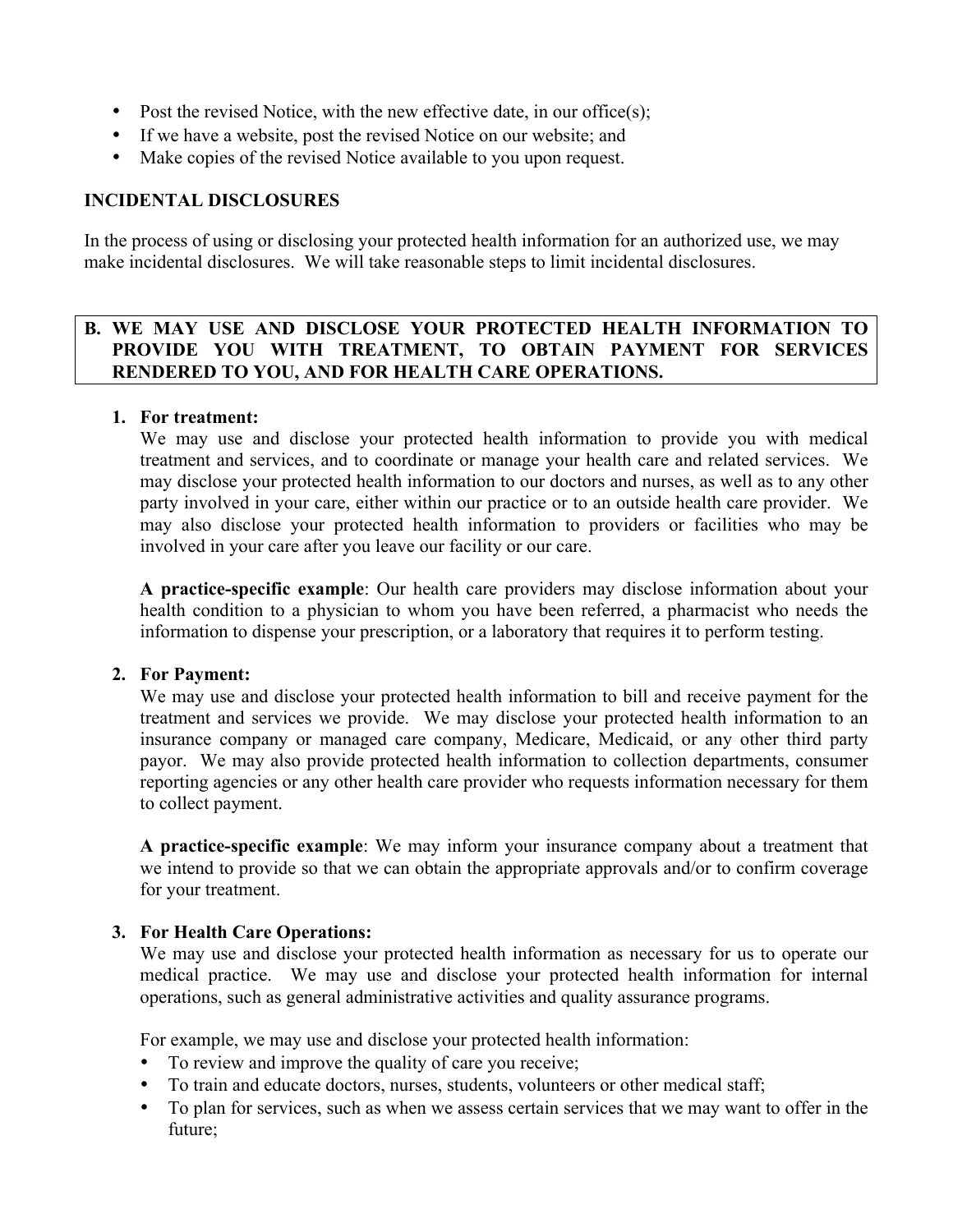- Post the revised Notice, with the new effective date, in our office(s);
- If we have a website, post the revised Notice on our website; and
- Make copies of the revised Notice available to you upon request.

## INCIDENTAL DISCLOSURES

In the process of using or disclosing your protected health information for an authorized use, we may make incidental disclosures. We will take reasonable steps to limit incidental disclosures.

## B. WE MAY USE AND DISCLOSE YOUR PROTECTED HEALTH INFORMATION TO PROVIDE YOU WITH TREATMENT, TO OBTAIN PAYMENT FOR SERVICES RENDERED TO YOU, AND FOR HEALTH CARE OPERATIONS.

1. **For treatment:**
   We may use and disclose your protected health information to provide you with medical treatment and services, and to coordinate or manage your health care and related services. We may disclose your protected health information to our doctors and nurses, as well as to any other party involved in your care, either within our practice or to an outside health care provider. We may also disclose your protected health information to providers or facilities who may be involved in your care after you leave our facility or our care.

   **A practice-specific example**: Our health care providers may disclose information about your health condition to a physician to whom you have been referred, a pharmacist who needs the information to dispense your prescription, or a laboratory that requires it to perform testing.

2. **For Payment:**
   We may use and disclose your protected health information to bill and receive payment for the treatment and services we provide. We may disclose your protected health information to an insurance company or managed care company, Medicare, Medicaid, or any other third party payor. We may also provide protected health information to collection departments, consumer reporting agencies or any other health care provider who requests information necessary for them to collect payment.

   **A practice-specific example**: We may inform your insurance company about a treatment that we intend to provide so that we can obtain the appropriate approvals and/or to confirm coverage for your treatment.

3. **For Health Care Operations:**
   We may use and disclose your protected health information as necessary for us to operate our medical practice. We may use and disclose your protected health information for internal operations, such as general administrative activities and quality assurance programs.

   For example, we may use and disclose your protected health information:
   - To review and improve the quality of care you receive;
   - To train and educate doctors, nurses, students, volunteers or other medical staff;
   - To plan for services, such as when we assess certain services that we may want to offer in the future;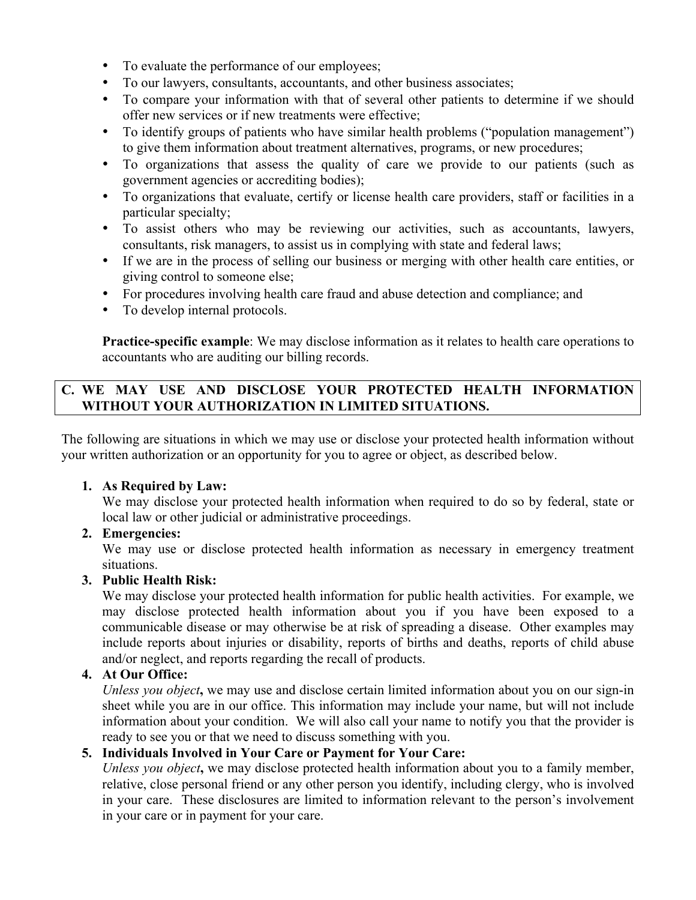- To evaluate the performance of our employees;
- To our lawyers, consultants, accountants, and other business associates;
- To compare your information with that of several other patients to determine if we should offer new services or if new treatments were effective;
- To identify groups of patients who have similar health problems ("population management") to give them information about treatment alternatives, programs, or new procedures;
- To organizations that assess the quality of care we provide to our patients (such as government agencies or accrediting bodies);
- To organizations that evaluate, certify or license health care providers, staff or facilities in a particular specialty;
- To assist others who may be reviewing our activities, such as accountants, lawyers, consultants, risk managers, to assist us in complying with state and federal laws;
- If we are in the process of selling our business or merging with other health care entities, or giving control to someone else;
- For procedures involving health care fraud and abuse detection and compliance; and
- To develop internal protocols.

**Practice-specific example**: We may disclose information as it relates to health care operations to accountants who are auditing our billing records.

## C. WE MAY USE AND DISCLOSE YOUR PROTECTED HEALTH INFORMATION WITHOUT YOUR AUTHORIZATION IN LIMITED SITUATIONS.

The following are situations in which we may use or disclose your protected health information without your written authorization or an opportunity for you to agree or object, as described below.

1. **As Required by Law:**
   We may disclose your protected health information when required to do so by federal, state or local law or other judicial or administrative proceedings.
2. **Emergencies:**
   We may use or disclose protected health information as necessary in emergency treatment situations.
3. **Public Health Risk:**
   We may disclose your protected health information for public health activities. For example, we may disclose protected health information about you if you have been exposed to a communicable disease or may otherwise be at risk of spreading a disease. Other examples may include reports about injuries or disability, reports of births and deaths, reports of child abuse and/or neglect, and reports regarding the recall of products.
4. **At Our Office:**
   *Unless you object***,** we may use and disclose certain limited information about you on our sign-in sheet while you are in our office. This information may include your name, but will not include information about your condition. We will also call your name to notify you that the provider is ready to see you or that we need to discuss something with you.
5. **Individuals Involved in Your Care or Payment for Your Care:**
   *Unless you object***,** we may disclose protected health information about you to a family member, relative, close personal friend or any other person you identify, including clergy, who is involved in your care. These disclosures are limited to information relevant to the person's involvement in your care or in payment for your care.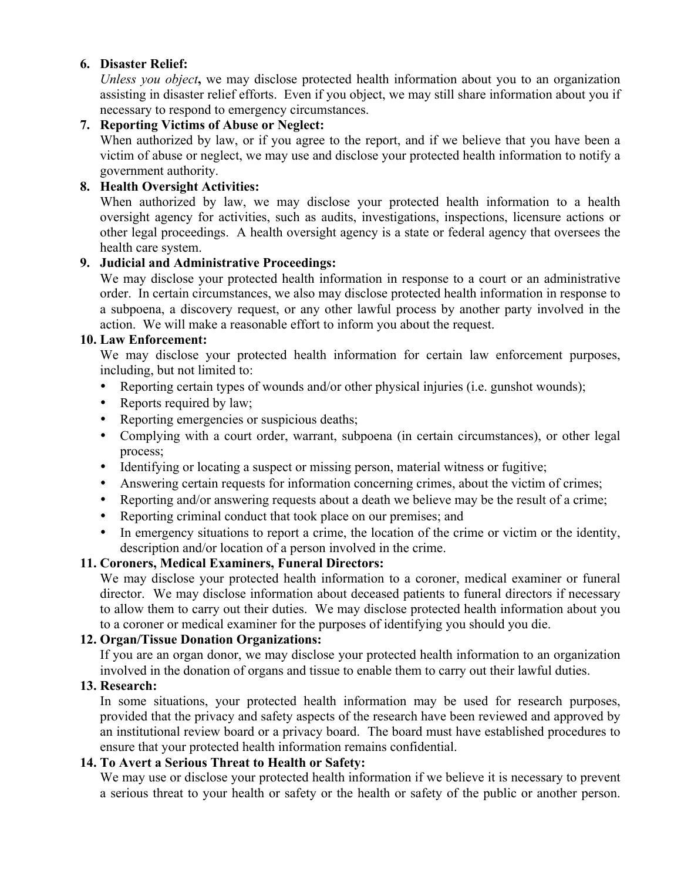6. **Disaster Relief:**
   *Unless you object*, we may disclose protected health information about you to an organization assisting in disaster relief efforts. Even if you object, we may still share information about you if necessary to respond to emergency circumstances.
7. **Reporting Victims of Abuse or Neglect:**
   When authorized by law, or if you agree to the report, and if we believe that you have been a victim of abuse or neglect, we may use and disclose your protected health information to notify a government authority.
8. **Health Oversight Activities:**
   When authorized by law, we may disclose your protected health information to a health oversight agency for activities, such as audits, investigations, inspections, licensure actions or other legal proceedings. A health oversight agency is a state or federal agency that oversees the health care system.
9. **Judicial and Administrative Proceedings:**
   We may disclose your protected health information in response to a court or an administrative order. In certain circumstances, we also may disclose protected health information in response to a subpoena, a discovery request, or any other lawful process by another party involved in the action. We will make a reasonable effort to inform you about the request.
10. **Law Enforcement:**
    We may disclose your protected health information for certain law enforcement purposes, including, but not limited to:
    - Reporting certain types of wounds and/or other physical injuries (i.e. gunshot wounds);
    - Reports required by law;
    - Reporting emergencies or suspicious deaths;
    - Complying with a court order, warrant, subpoena (in certain circumstances), or other legal process;
    - Identifying or locating a suspect or missing person, material witness or fugitive;
    - Answering certain requests for information concerning crimes, about the victim of crimes;
    - Reporting and/or answering requests about a death we believe may be the result of a crime;
    - Reporting criminal conduct that took place on our premises; and
    - In emergency situations to report a crime, the location of the crime or victim or the identity, description and/or location of a person involved in the crime.
11. **Coroners, Medical Examiners, Funeral Directors:**
    We may disclose your protected health information to a coroner, medical examiner or funeral director. We may disclose information about deceased patients to funeral directors if necessary to allow them to carry out their duties. We may disclose protected health information about you to a coroner or medical examiner for the purposes of identifying you should you die.
12. **Organ/Tissue Donation Organizations:**
    If you are an organ donor, we may disclose your protected health information to an organization involved in the donation of organs and tissue to enable them to carry out their lawful duties.
13. **Research:**
    In some situations, your protected health information may be used for research purposes, provided that the privacy and safety aspects of the research have been reviewed and approved by an institutional review board or a privacy board. The board must have established procedures to ensure that your protected health information remains confidential.
14. **To Avert a Serious Threat to Health or Safety:**
    We may use or disclose your protected health information if we believe it is necessary to prevent a serious threat to your health or safety or the health or safety of the public or another person.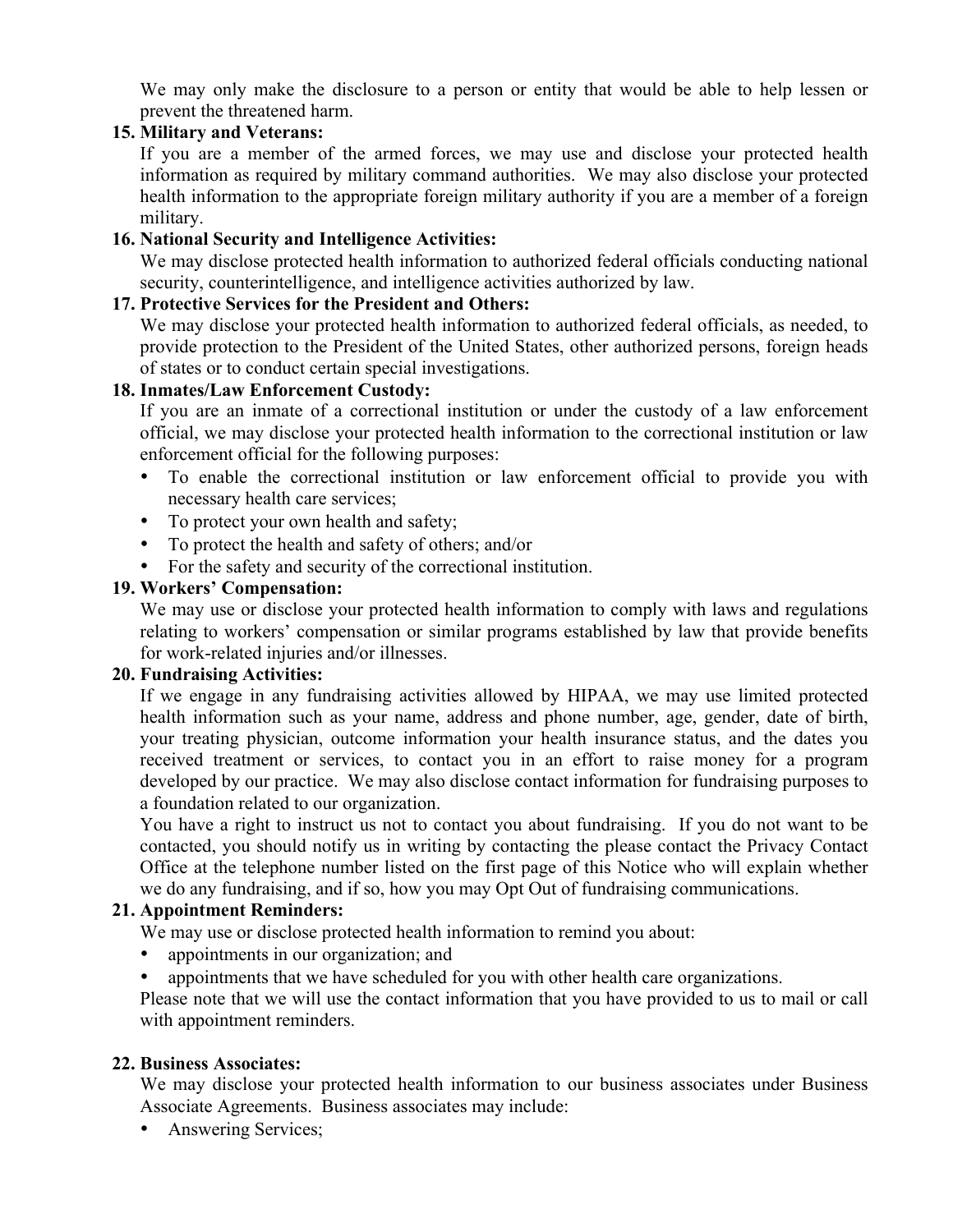We may only make the disclosure to a person or entity that would be able to help lessen or prevent the threatened harm.

**15. Military and Veterans:**

If you are a member of the armed forces, we may use and disclose your protected health information as required by military command authorities. We may also disclose your protected health information to the appropriate foreign military authority if you are a member of a foreign military.

**16. National Security and Intelligence Activities:**

We may disclose protected health information to authorized federal officials conducting national security, counterintelligence, and intelligence activities authorized by law.

**17. Protective Services for the President and Others:**

We may disclose your protected health information to authorized federal officials, as needed, to provide protection to the President of the United States, other authorized persons, foreign heads of states or to conduct certain special investigations.

**18. Inmates/Law Enforcement Custody:**

If you are an inmate of a correctional institution or under the custody of a law enforcement official, we may disclose your protected health information to the correctional institution or law enforcement official for the following purposes:

- To enable the correctional institution or law enforcement official to provide you with necessary health care services;
- To protect your own health and safety;
- To protect the health and safety of others; and/or
- For the safety and security of the correctional institution.

**19. Workers' Compensation:**

We may use or disclose your protected health information to comply with laws and regulations relating to workers' compensation or similar programs established by law that provide benefits for work-related injuries and/or illnesses.

**20. Fundraising Activities:**

If we engage in any fundraising activities allowed by HIPAA, we may use limited protected health information such as your name, address and phone number, age, gender, date of birth, your treating physician, outcome information your health insurance status, and the dates you received treatment or services, to contact you in an effort to raise money for a program developed by our practice. We may also disclose contact information for fundraising purposes to a foundation related to our organization.

You have a right to instruct us not to contact you about fundraising. If you do not want to be contacted, you should notify us in writing by contacting the please contact the Privacy Contact Office at the telephone number listed on the first page of this Notice who will explain whether we do any fundraising, and if so, how you may Opt Out of fundraising communications.

**21. Appointment Reminders:**

We may use or disclose protected health information to remind you about:

- appointments in our organization; and
- appointments that we have scheduled for you with other health care organizations.

Please note that we will use the contact information that you have provided to us to mail or call with appointment reminders.

**22. Business Associates:**

We may disclose your protected health information to our business associates under Business Associate Agreements. Business associates may include:

- Answering Services;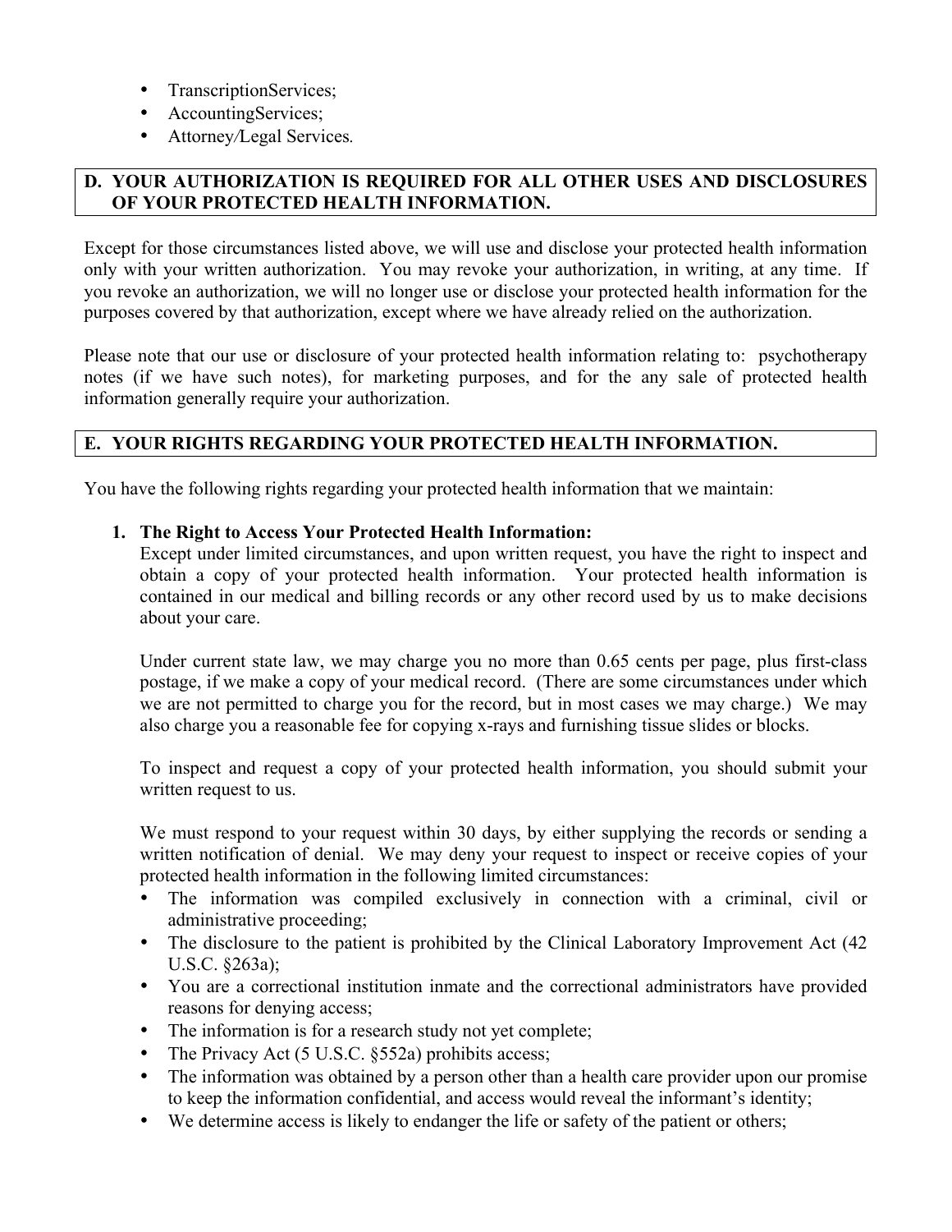- TranscriptionServices;
- AccountingServices;
- Attorney/Legal Services.

## D. YOUR AUTHORIZATION IS REQUIRED FOR ALL OTHER USES AND DISCLOSURES OF YOUR PROTECTED HEALTH INFORMATION.

Except for those circumstances listed above, we will use and disclose your protected health information only with your written authorization. You may revoke your authorization, in writing, at any time. If you revoke an authorization, we will no longer use or disclose your protected health information for the purposes covered by that authorization, except where we have already relied on the authorization.

Please note that our use or disclosure of your protected health information relating to: psychotherapy notes (if we have such notes), for marketing purposes, and for the any sale of protected health information generally require your authorization.

## E. YOUR RIGHTS REGARDING YOUR PROTECTED HEALTH INFORMATION.

You have the following rights regarding your protected health information that we maintain:

1. **The Right to Access Your Protected Health Information:**
   Except under limited circumstances, and upon written request, you have the right to inspect and obtain a copy of your protected health information. Your protected health information is contained in our medical and billing records or any other record used by us to make decisions about your care.

   Under current state law, we may charge you no more than 0.65 cents per page, plus first-class postage, if we make a copy of your medical record. (There are some circumstances under which we are not permitted to charge you for the record, but in most cases we may charge.) We may also charge you a reasonable fee for copying x-rays and furnishing tissue slides or blocks.

   To inspect and request a copy of your protected health information, you should submit your written request to us.

   We must respond to your request within 30 days, by either supplying the records or sending a written notification of denial. We may deny your request to inspect or receive copies of your protected health information in the following limited circumstances:

   - The information was compiled exclusively in connection with a criminal, civil or administrative proceeding;
   - The disclosure to the patient is prohibited by the Clinical Laboratory Improvement Act (42 U.S.C. §263a);
   - You are a correctional institution inmate and the correctional administrators have provided reasons for denying access;
   - The information is for a research study not yet complete;
   - The Privacy Act (5 U.S.C. §552a) prohibits access;
   - The information was obtained by a person other than a health care provider upon our promise to keep the information confidential, and access would reveal the informant's identity;
   - We determine access is likely to endanger the life or safety of the patient or others;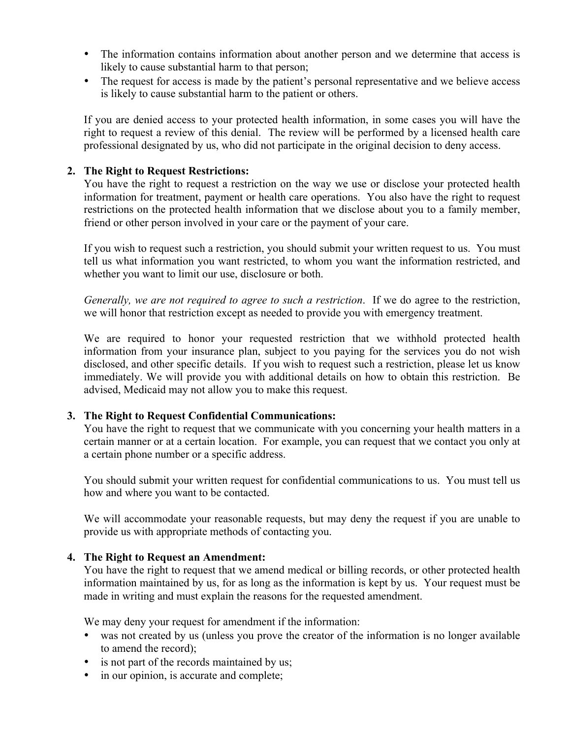- The information contains information about another person and we determine that access is likely to cause substantial harm to that person;
- The request for access is made by the patient's personal representative and we believe access is likely to cause substantial harm to the patient or others.

If you are denied access to your protected health information, in some cases you will have the right to request a review of this denial. The review will be performed by a licensed health care professional designated by us, who did not participate in the original decision to deny access.

2. **The Right to Request Restrictions:**
   You have the right to request a restriction on the way we use or disclose your protected health information for treatment, payment or health care operations. You also have the right to request restrictions on the protected health information that we disclose about you to a family member, friend or other person involved in your care or the payment of your care.

   If you wish to request such a restriction, you should submit your written request to us. You must tell us what information you want restricted, to whom you want the information restricted, and whether you want to limit our use, disclosure or both.

   *Generally, we are not required to agree to such a restriction*. If we do agree to the restriction, we will honor that restriction except as needed to provide you with emergency treatment.

   We are required to honor your requested restriction that we withhold protected health information from your insurance plan, subject to you paying for the services you do not wish disclosed, and other specific details. If you wish to request such a restriction, please let us know immediately. We will provide you with additional details on how to obtain this restriction. Be advised, Medicaid may not allow you to make this request.

3. **The Right to Request Confidential Communications:**
   You have the right to request that we communicate with you concerning your health matters in a certain manner or at a certain location. For example, you can request that we contact you only at a certain phone number or a specific address.

   You should submit your written request for confidential communications to us. You must tell us how and where you want to be contacted.

   We will accommodate your reasonable requests, but may deny the request if you are unable to provide us with appropriate methods of contacting you.

4. **The Right to Request an Amendment:**
   You have the right to request that we amend medical or billing records, or other protected health information maintained by us, for as long as the information is kept by us. Your request must be made in writing and must explain the reasons for the requested amendment.

   We may deny your request for amendment if the information:
   - was not created by us (unless you prove the creator of the information is no longer available to amend the record);
   - is not part of the records maintained by us;
   - in our opinion, is accurate and complete;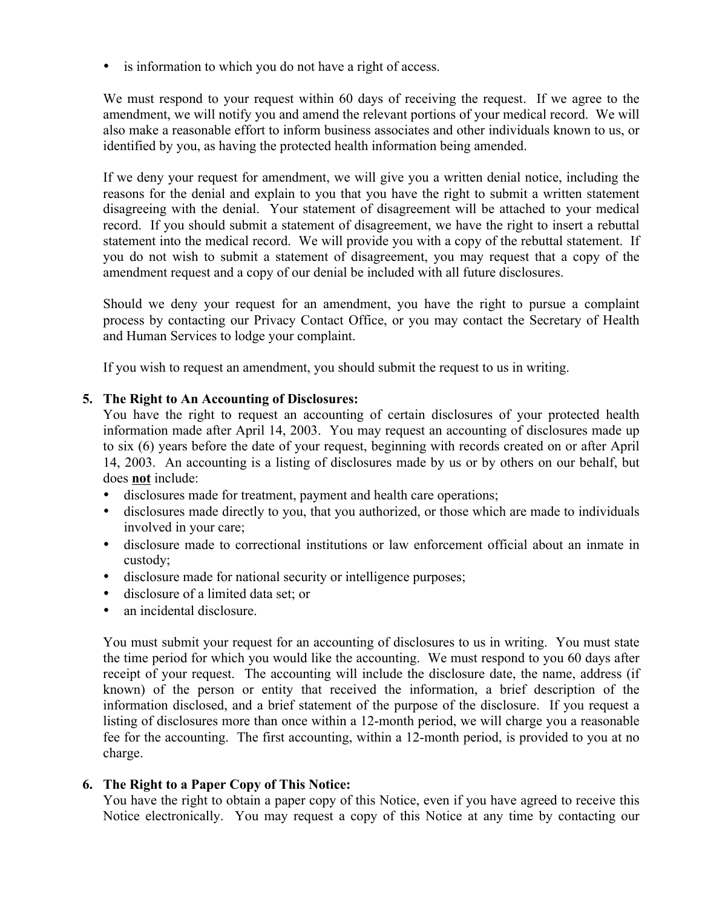- is information to which you do not have a right of access.

We must respond to your request within 60 days of receiving the request. If we agree to the amendment, we will notify you and amend the relevant portions of your medical record. We will also make a reasonable effort to inform business associates and other individuals known to us, or identified by you, as having the protected health information being amended.

If we deny your request for amendment, we will give you a written denial notice, including the reasons for the denial and explain to you that you have the right to submit a written statement disagreeing with the denial. Your statement of disagreement will be attached to your medical record. If you should submit a statement of disagreement, we have the right to insert a rebuttal statement into the medical record. We will provide you with a copy of the rebuttal statement. If you do not wish to submit a statement of disagreement, you may request that a copy of the amendment request and a copy of our denial be included with all future disclosures.

Should we deny your request for an amendment, you have the right to pursue a complaint process by contacting our Privacy Contact Office, or you may contact the Secretary of Health and Human Services to lodge your complaint.

If you wish to request an amendment, you should submit the request to us in writing.

5. **The Right to An Accounting of Disclosures:**
   You have the right to request an accounting of certain disclosures of your protected health information made after April 14, 2003. You may request an accounting of disclosures made up to six (6) years before the date of your request, beginning with records created on or after April 14, 2003. An accounting is a listing of disclosures made by us or by others on our behalf, but does **<u>not</u>** include:
   - disclosures made for treatment, payment and health care operations;
   - disclosures made directly to you, that you authorized, or those which are made to individuals involved in your care;
   - disclosure made to correctional institutions or law enforcement official about an inmate in custody;
   - disclosure made for national security or intelligence purposes;
   - disclosure of a limited data set; or
   - an incidental disclosure.

   You must submit your request for an accounting of disclosures to us in writing. You must state the time period for which you would like the accounting. We must respond to you 60 days after receipt of your request. The accounting will include the disclosure date, the name, address (if known) of the person or entity that received the information, a brief description of the information disclosed, and a brief statement of the purpose of the disclosure. If you request a listing of disclosures more than once within a 12-month period, we will charge you a reasonable fee for the accounting. The first accounting, within a 12-month period, is provided to you at no charge.

6. **The Right to a Paper Copy of This Notice:**
   You have the right to obtain a paper copy of this Notice, even if you have agreed to receive this Notice electronically. You may request a copy of this Notice at any time by contacting our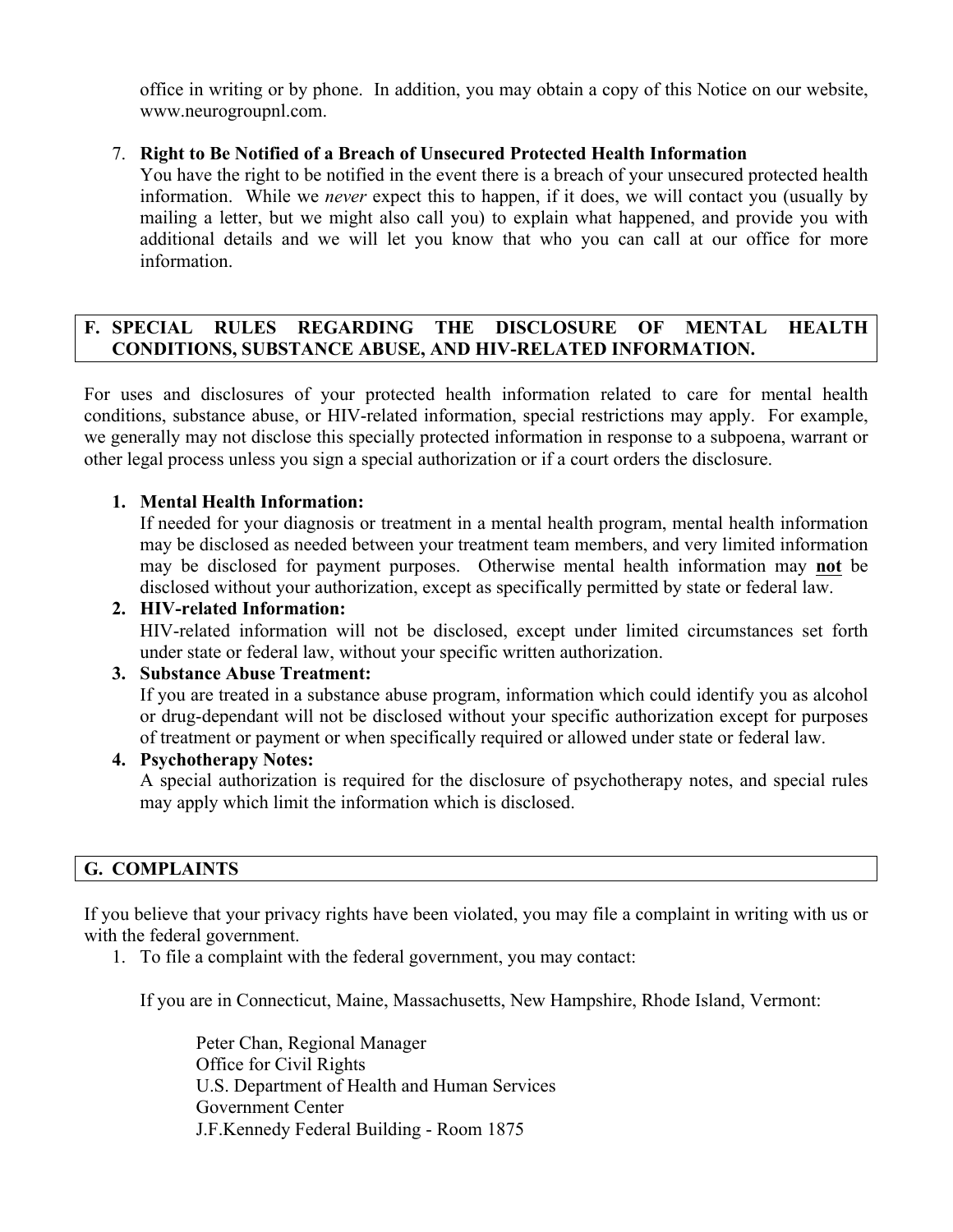office in writing or by phone. In addition, you may obtain a copy of this Notice on our website, www.neurogroupnl.com.

7. **Right to Be Notified of a Breach of Unsecured Protected Health Information**
   You have the right to be notified in the event there is a breach of your unsecured protected health information. While we *never* expect this to happen, if it does, we will contact you (usually by mailing a letter, but we might also call you) to explain what happened, and provide you with additional details and we will let you know that who you can call at our office for more information.

## F. SPECIAL RULES REGARDING THE DISCLOSURE OF MENTAL HEALTH CONDITIONS, SUBSTANCE ABUSE, AND HIV-RELATED INFORMATION.

For uses and disclosures of your protected health information related to care for mental health conditions, substance abuse, or HIV-related information, special restrictions may apply. For example, we generally may not disclose this specially protected information in response to a subpoena, warrant or other legal process unless you sign a special authorization or if a court orders the disclosure.

1. **Mental Health Information:**
   If needed for your diagnosis or treatment in a mental health program, mental health information may be disclosed as needed between your treatment team members, and very limited information may be disclosed for payment purposes. Otherwise mental health information may **not** be disclosed without your authorization, except as specifically permitted by state or federal law.
2. **HIV-related Information:**
   HIV-related information will not be disclosed, except under limited circumstances set forth under state or federal law, without your specific written authorization.
3. **Substance Abuse Treatment:**
   If you are treated in a substance abuse program, information which could identify you as alcohol or drug-dependant will not be disclosed without your specific authorization except for purposes of treatment or payment or when specifically required or allowed under state or federal law.
4. **Psychotherapy Notes:**
   A special authorization is required for the disclosure of psychotherapy notes, and special rules may apply which limit the information which is disclosed.

## G. COMPLAINTS

If you believe that your privacy rights have been violated, you may file a complaint in writing with us or with the federal government.

1. To file a complaint with the federal government, you may contact:

   If you are in Connecticut, Maine, Massachusetts, New Hampshire, Rhode Island, Vermont:

   Peter Chan, Regional Manager
   Office for Civil Rights
   U.S. Department of Health and Human Services
   Government Center
   J.F.Kennedy Federal Building - Room 1875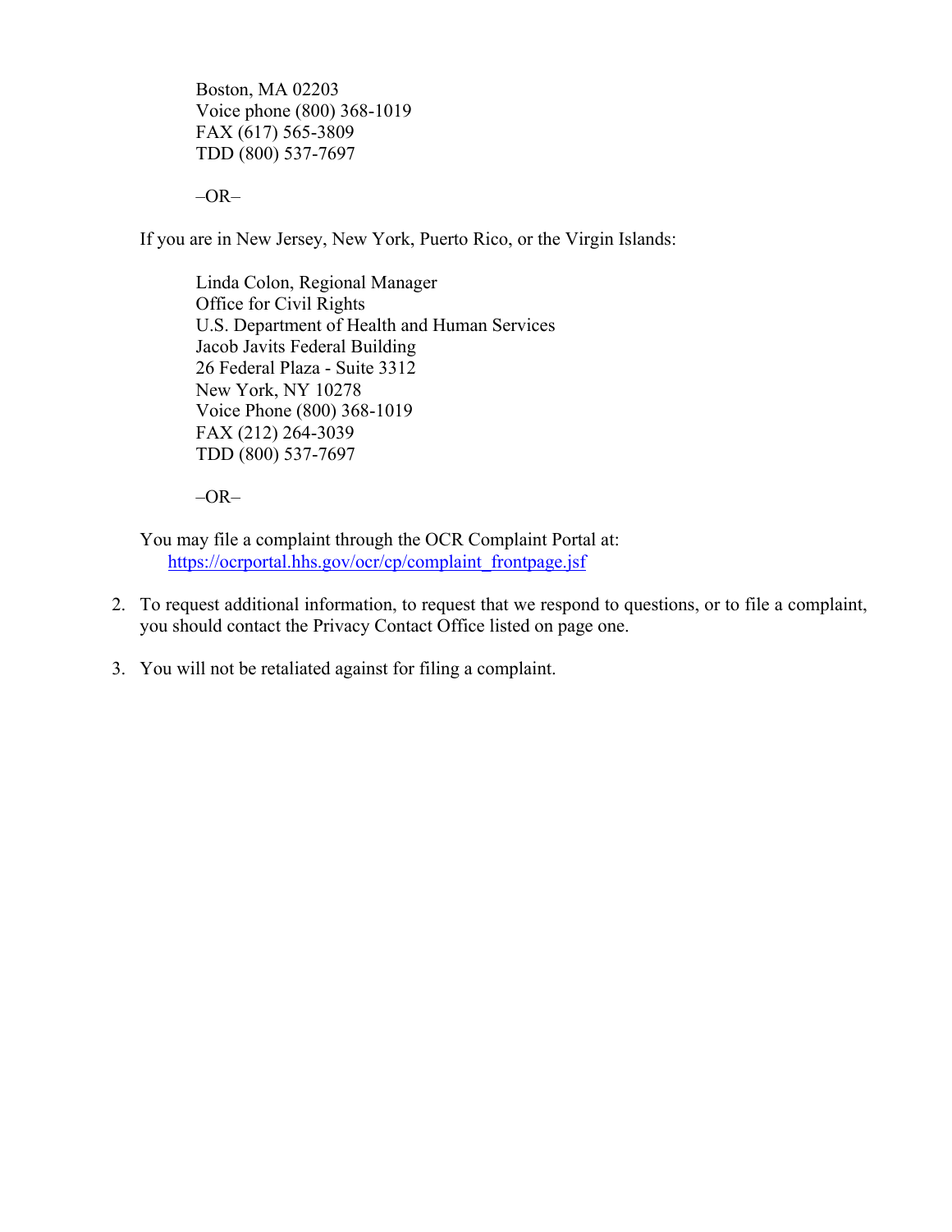Boston, MA 02203
Voice phone (800) 368-1019
FAX (617) 565-3809
TDD (800) 537-7697

–OR–

If you are in New Jersey, New York, Puerto Rico, or the Virgin Islands:

Linda Colon, Regional Manager
Office for Civil Rights
U.S. Department of Health and Human Services
Jacob Javits Federal Building
26 Federal Plaza - Suite 3312
New York, NY 10278
Voice Phone (800) 368-1019
FAX (212) 264-3039
TDD (800) 537-7697

–OR–

You may file a complaint through the OCR Complaint Portal at:
https://ocrportal.hhs.gov/ocr/cp/complaint_frontpage.jsf

2. To request additional information, to request that we respond to questions, or to file a complaint, you should contact the Privacy Contact Office listed on page one.

3. You will not be retaliated against for filing a complaint.